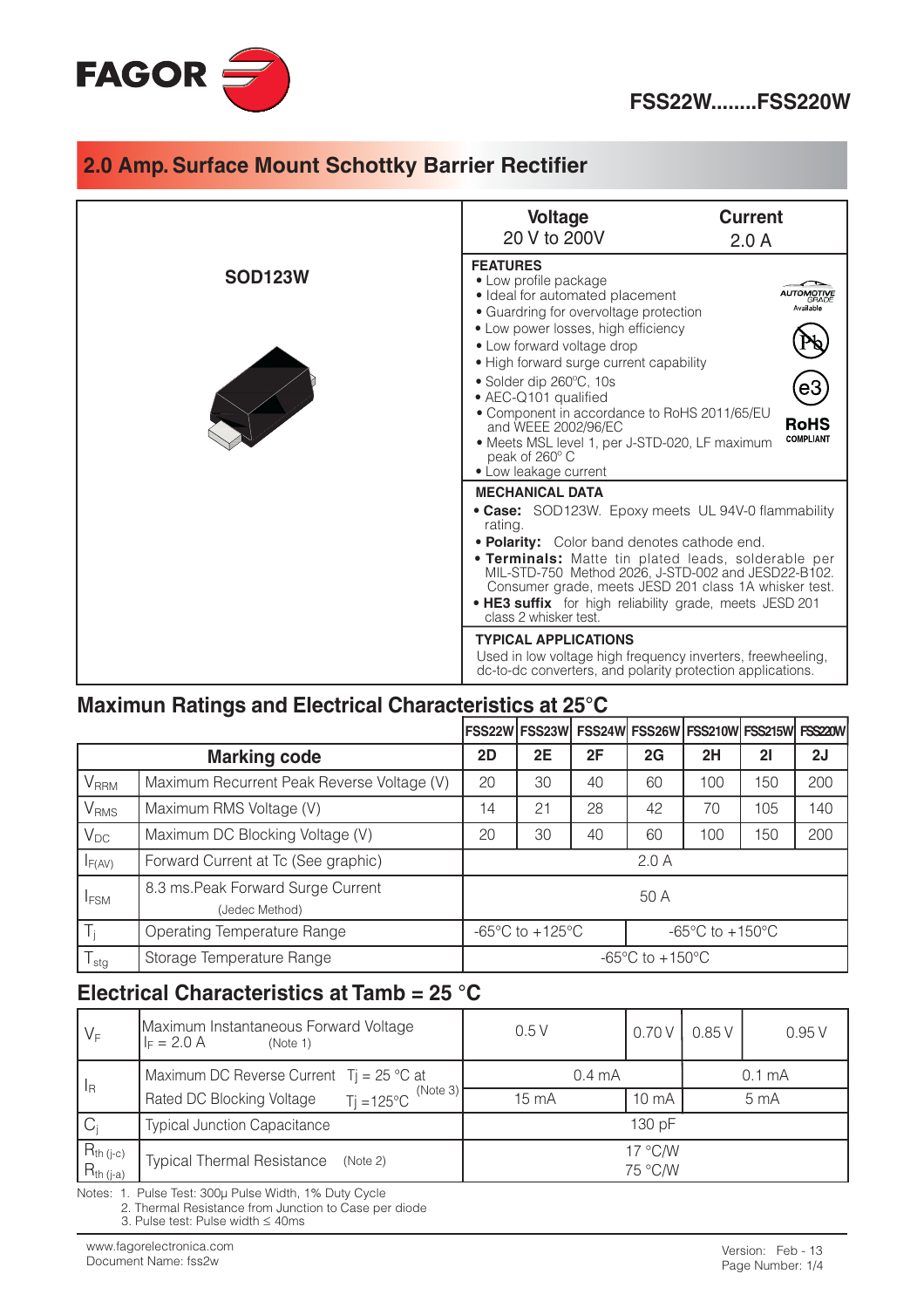# FSS22W........FSS220W

## 2.0 Amp. Surface Mount Schottky Barrier Rectifier

**SOD123W**

| Voltage | Current |
|---|---|
| 20 V to 200V | 2.0 A |

**FEATURES**

- Low profile package
- Ideal for automated placement
- Guardring for overvoltage protection
- Low power losses, high efficiency
- Low forward voltage drop
- High forward surge current capability
- Solder dip 260ºC, 10s
- AEC-Q101 qualified
- Component in accordance to RoHS 2011/65/EU and WEEE 2002/96/EC
- Meets MSL level 1, per J-STD-020, LF maximum peak of 260º C
- Low leakage current

AUTOMOTIVE GRADE Available

RoHS COMPLIANT

**MECHANICAL DATA**

- **Case:** SOD123W. Epoxy meets UL 94V-0 flammability rating.
- **Polarity:** Color band denotes cathode end.
- **Terminals:** Matte tin plated leads, solderable per MIL-STD-750 Method 2026, J-STD-002 and JESD22-B102. Consumer grade, meets JESD 201 class 1A whisker test.
- **HE3 suffix** for high reliability grade, meets JESD 201 class 2 whisker test.

**TYPICAL APPLICATIONS**

Used in low voltage high frequency inverters, freewheeling, dc-to-dc converters, and polarity protection applications.

## Maximun Ratings and Electrical Characteristics at 25°C

| | | FSS22W | FSS23W | FSS24W | FSS26W | FSS210W | FSS215W | FSS220W |
|---|---|---|---|---|---|---|---|---|
| | **Marking code** | **2D** | **2E** | **2F** | **2G** | **2H** | **2I** | **2J** |
| $V_{RRM}$ | Maximum Recurrent Peak Reverse Voltage (V) | 20 | 30 | 40 | 60 | 100 | 150 | 200 |
| $V_{RMS}$ | Maximum RMS Voltage (V) | 14 | 21 | 28 | 42 | 70 | 105 | 140 |
| $V_{DC}$ | Maximum DC Blocking Voltage (V) | 20 | 30 | 40 | 60 | 100 | 150 | 200 |
| $I_{F(AV)}$ | Forward Current at Tc (See graphic) | 2.0 A | | | | | | |
| $I_{FSM}$ | 8.3 ms.Peak Forward Surge Current (Jedec Method) | 50 A | | | | | | |
| $T_j$ | Operating Temperature Range | -65°C to +125°C | | | -65°C to +150°C | | | |
| $T_{stg}$ | Storage Temperature Range | -65°C to +150°C | | | | | | |

## Electrical Characteristics at Tamb = 25 °C

| | | FSS22W–FSS24W | | FSS26W | FSS210W | FSS215W–FSS220W |
|---|---|---|---|---|---|---|
| $V_F$ | Maximum Instantaneous Forward Voltage $I_F$ = 2.0 A (Note 1) | 0.5 V | | 0.70 V | 0.85 V | 0.95 V |
| $I_R$ | Maximum DC Reverse Current Rated DC Blocking Voltage (Note 3) — $T_j$ = 25 °C at | 0.4 mA | | | 0.1 mA | |
| | $T_j$ = 125°C | 15 mA | | 10 mA | 5 mA | |
| $C_j$ | Typical Junction Capacitance | 130 pF | | | | |
| $R_{th\,(j-c)}$ / $R_{th\,(j-a)}$ | Typical Thermal Resistance (Note 2) | 17 °C/W / 75 °C/W | | | | |

Notes: 1. Pulse Test: 300µ Pulse Width, 1% Duty Cycle
2. Thermal Resistance from Junction to Case per diode
3. Pulse test: Pulse width ≤ 40ms

www.fagorelectronica.com
Document Name: fss2w

Version: Feb - 13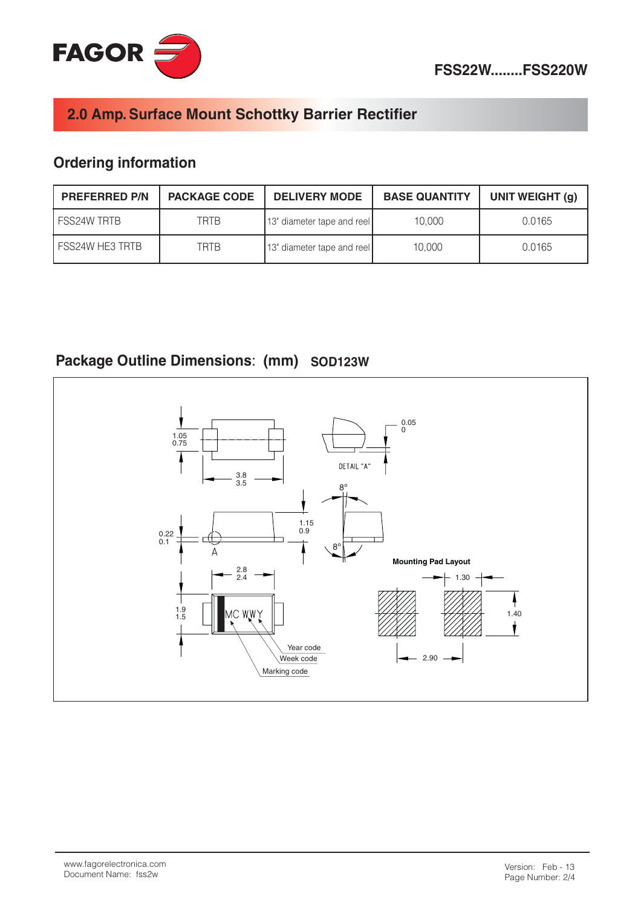## 2.0 Amp. Surface Mount Schottky Barrier Rectifier

### Ordering information

| PREFERRED P/N | PACKAGE CODE | DELIVERY MODE | BASE QUANTITY | UNIT WEIGHT (g) |
|---|---|---|---|---|
| FSS24W TRTB | TRTB | 13" diameter tape and reel | 10,000 | 0.0165 |
| FSS24W HE3 TRTB | TRTB | 13" diameter tape and reel | 10,000 | 0.0165 |

### Package Outline Dimensions: (mm) SOD123W

1.05
0.75

3.8
3.5

0.05
0

DETAIL "A"

8°

1.15
0.9

0.22
0.1

A

8°

2.8
2.4

1.9
1.5

MC WWY

Year code

Week code

Marking code

**Mounting Pad Layout**

1.30

1.40

2.90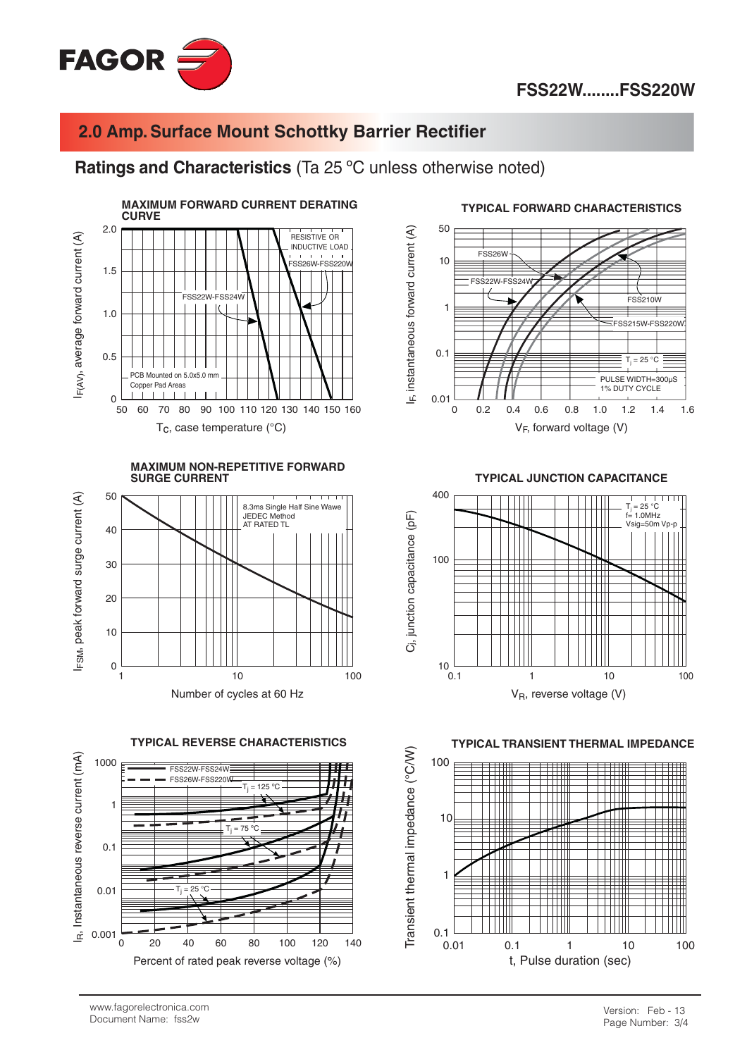## 2.0 Amp. Surface Mount Schottky Barrier Rectifier

### Ratings and Characteristics (Ta 25 ºC unless otherwise noted)

**MAXIMUM FORWARD CURRENT DERATING CURVE**

$I_{F(AV)}$, average forward current (A)

RESISTIVE OR INDUCTIVE LOAD

FSS26W-FSS220W

FSS22W-FSS24W

PCB Mounted on 5.0x5.0 mm Copper Pad Areas

$T_C$, case temperature (°C)

**TYPICAL FORWARD CHARACTERISTICS**

$I_F$, instantaneous forward current (A)

FSS26W

FSS22W-FSS24W

FSS210W

FSS215W-FSS220W

$T_j$ = 25 °C

PULSE WIDTH=300µS
1% DUTY CYCLE

$V_F$, forward voltage (V)

**MAXIMUM NON-REPETITIVE FORWARD SURGE CURRENT**

$I_{FSM}$, peak forward surge current (A)

8.3ms Single Half Sine Wawe
JEDEC Method
AT RATED TL

Number of cycles at 60 Hz

**TYPICAL JUNCTION CAPACITANCE**

$C_j$, junction capacitance (pF)

$T_j$ = 25 °C
f= 1.0MHz
Vsig=50m Vp-p

$V_R$, reverse voltage (V)

**TYPICAL REVERSE CHARACTERISTICS**

$I_R$, Instantaneous reverse current (mA)

FSS22W-FSS24W
FSS26W-FSS220W

$T_j$ = 125 °C

$T_j$ = 75 °C

$T_j$ = 25 °C

Percent of rated peak reverse voltage (%)

**TYPICAL TRANSIENT THERMAL IMPEDANCE**

Transient thermal impedance (°C/W)

t, Pulse duration (sec)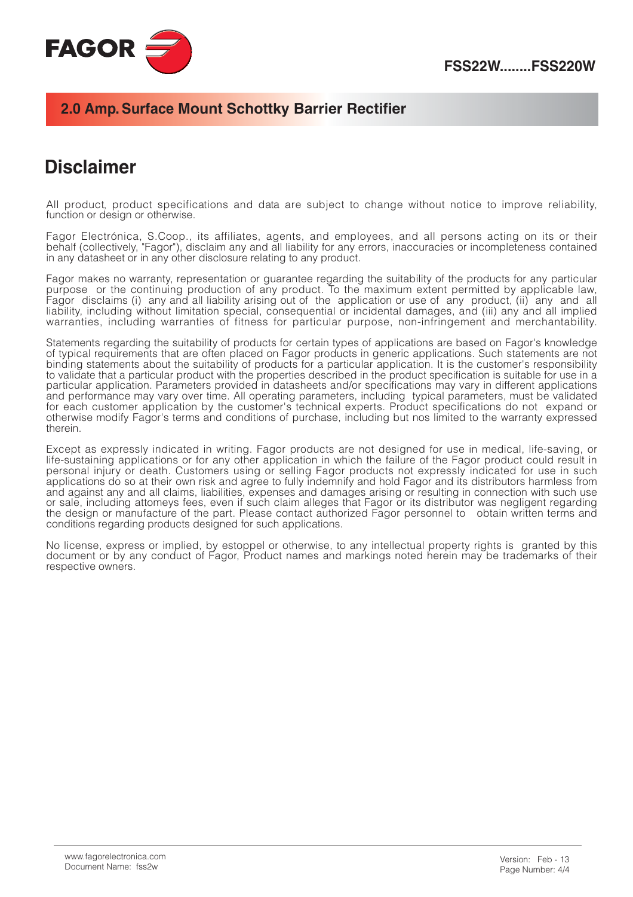## Disclaimer

All product, product specifications and data are subject to change without notice to improve reliability, function or design or otherwise.

Fagor Electrónica, S.Coop., its affiliates, agents, and employees, and all persons acting on its or their behalf (collectively, "Fagor"), disclaim any and all liability for any errors, inaccuracies or incompleteness contained in any datasheet or in any other disclosure relating to any product.

Fagor makes no warranty, representation or guarantee regarding the suitability of the products for any particular purpose or the continuing production of any product. To the maximum extent permitted by applicable law, Fagor disclaims (i) any and all liability arising out of the application or use of any product, (ii) any and all liability, including without limitation special, consequential or incidental damages, and (iii) any and all implied warranties, including warranties of fitness for particular purpose, non-infringement and merchantability.

Statements regarding the suitability of products for certain types of applications are based on Fagor's knowledge of typical requirements that are often placed on Fagor products in generic applications. Such statements are not binding statements about the suitability of products for a particular application. It is the customer's responsibility to validate that a particular product with the properties described in the product specification is suitable for use in a particular application. Parameters provided in datasheets and/or specifications may vary in different applications and performance may vary over time. All operating parameters, including typical parameters, must be validated for each customer application by the customer's technical experts. Product specifications do not expand or otherwise modify Fagor's terms and conditions of purchase, including but nos limited to the warranty expressed therein.

Except as expressly indicated in writing. Fagor products are not designed for use in medical, life-saving, or life-sustaining applications or for any other application in which the failure of the Fagor product could result in personal injury or death. Customers using or selling Fagor products not expressly indicated for use in such applications do so at their own risk and agree to fully indemnify and hold Fagor and its distributors harmless from and against any and all claims, liabilities, expenses and damages arising or resulting in connection with such use or sale, including attomeys fees, even if such claim alleges that Fagor or its distributor was negligent regarding the design or manufacture of the part. Please contact authorized Fagor personnel to obtain written terms and conditions regarding products designed for such applications.

No license, express or implied, by estoppel or otherwise, to any intellectual property rights is granted by this document or by any conduct of Fagor, Product names and markings noted herein may be trademarks of their respective owners.